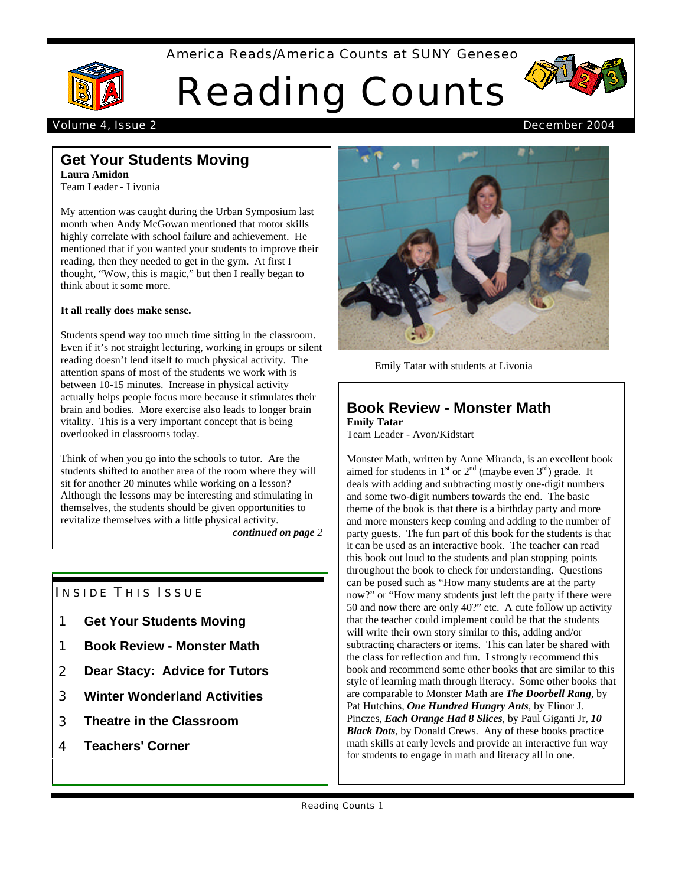America Reads/America Counts at SUNY Geneseo

# Reading Counts

Volume 4, Issue 2 — December 2004

## Get Your Students Moving

**Laura Amidon**
Team Leader - Livonia

My attention was caught during the Urban Symposium last month when Andy McGowan mentioned that motor skills highly correlate with school failure and achievement. He mentioned that if you wanted your students to improve their reading, then they needed to get in the gym. At first I thought, "Wow, this is magic," but then I really began to think about it some more.

**It all really does make sense.**

Students spend way too much time sitting in the classroom. Even if it's not straight lecturing, working in groups or silent reading doesn't lend itself to much physical activity. The attention spans of most of the students we work with is between 10-15 minutes. Increase in physical activity actually helps people focus more because it stimulates their brain and bodies. More exercise also leads to longer brain vitality. This is a very important concept that is being overlooked in classrooms today.

Think of when you go into the schools to tutor. Are the students shifted to another area of the room where they will sit for another 20 minutes while working on a lesson? Although the lessons may be interesting and stimulating in themselves, the students should be given opportunities to revitalize themselves with a little physical activity.

***continued on page** 2*

## Inside This Issue

1 **Get Your Students Moving**
1 **Book Review - Monster Math**
2 **Dear Stacy: Advice for Tutors**
3 **Winter Wonderland Activities**
3 **Theatre in the Classroom**
4 **Teachers' Corner**

Emily Tatar with students at Livonia

## Book Review - Monster Math

**Emily Tatar**
Team Leader - Avon/Kidstart

Monster Math, written by Anne Miranda, is an excellent book aimed for students in 1st or 2nd (maybe even 3rd) grade. It deals with adding and subtracting mostly one-digit numbers and some two-digit numbers towards the end. The basic theme of the book is that there is a birthday party and more and more monsters keep coming and adding to the number of party guests. The fun part of this book for the students is that it can be used as an interactive book. The teacher can read this book out loud to the students and plan stopping points throughout the book to check for understanding. Questions can be posed such as "How many students are at the party now?" or "How many students just left the party if there were 50 and now there are only 40?" etc. A cute follow up activity that the teacher could implement could be that the students will write their own story similar to this, adding and/or subtracting characters or items. This can later be shared with the class for reflection and fun. I strongly recommend this book and recommend some other books that are similar to this style of learning math through literacy. Some other books that are comparable to Monster Math are ***The Doorbell Rang***, by Pat Hutchins, ***One Hundred Hungry Ants***, by Elinor J. Pinczes, ***Each Orange Had 8 Slices***, by Paul Giganti Jr, ***10 Black Dots***, by Donald Crews. Any of these books practice math skills at early levels and provide an interactive fun way for students to engage in math and literacy all in one.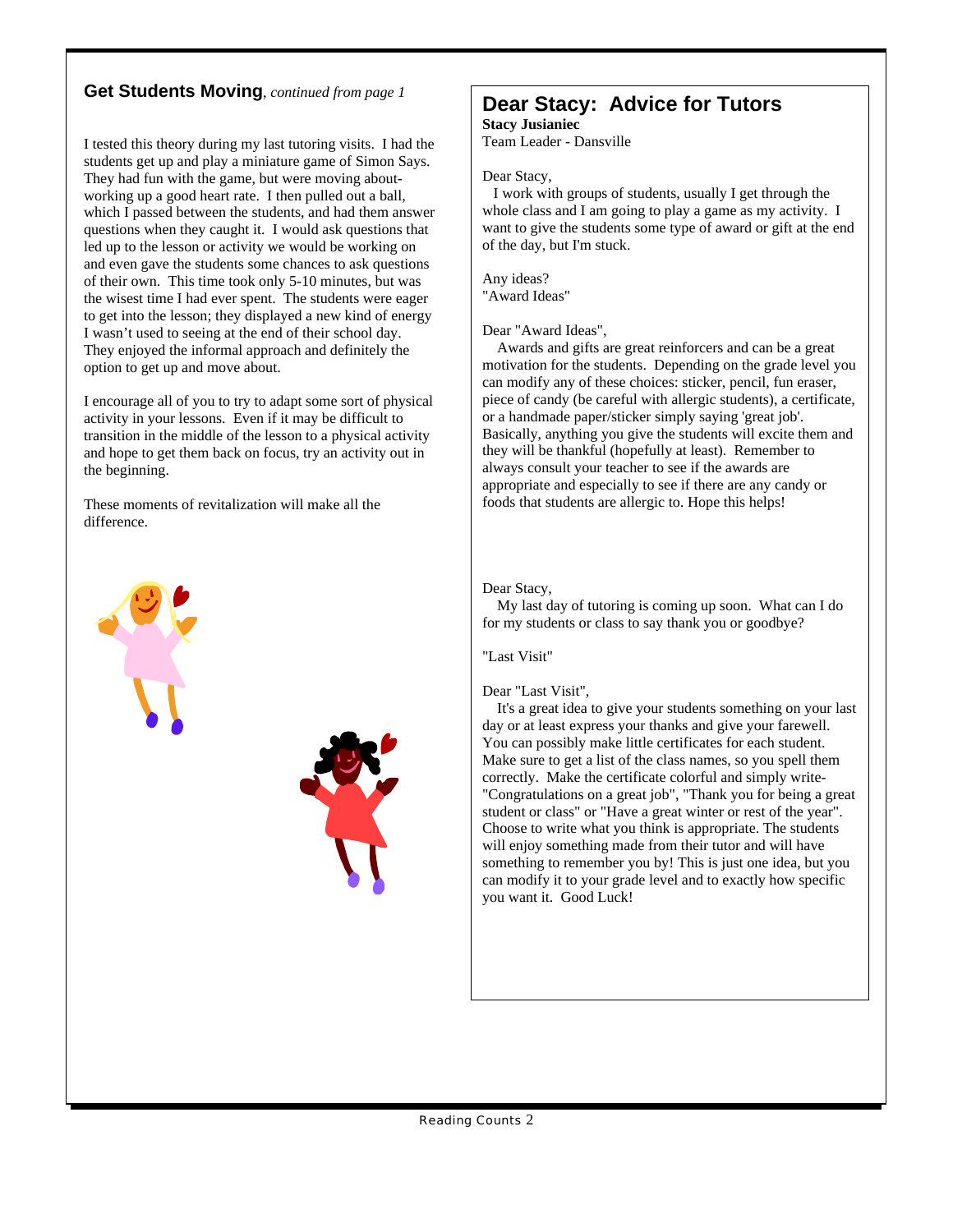## Get Students Moving, *continued from page 1*

I tested this theory during my last tutoring visits. I had the students get up and play a miniature game of Simon Says. They had fun with the game, but were moving about-working up a good heart rate. I then pulled out a ball, which I passed between the students, and had them answer questions when they caught it. I would ask questions that led up to the lesson or activity we would be working on and even gave the students some chances to ask questions of their own. This time took only 5-10 minutes, but was the wisest time I had ever spent. The students were eager to get into the lesson; they displayed a new kind of energy I wasn't used to seeing at the end of their school day. They enjoyed the informal approach and definitely the option to get up and move about.

I encourage all of you to try to adapt some sort of physical activity in your lessons. Even if it may be difficult to transition in the middle of the lesson to a physical activity and hope to get them back on focus, try an activity out in the beginning.

These moments of revitalization will make all the difference.

## Dear Stacy: Advice for Tutors

**Stacy Jusianiec**
Team Leader - Dansville

Dear Stacy,

I work with groups of students, usually I get through the whole class and I am going to play a game as my activity. I want to give the students some type of award or gift at the end of the day, but I'm stuck.

Any ideas?
"Award Ideas"

Dear "Award Ideas",

Awards and gifts are great reinforcers and can be a great motivation for the students. Depending on the grade level you can modify any of these choices: sticker, pencil, fun eraser, piece of candy (be careful with allergic students), a certificate, or a handmade paper/sticker simply saying 'great job'. Basically, anything you give the students will excite them and they will be thankful (hopefully at least). Remember to always consult your teacher to see if the awards are appropriate and especially to see if there are any candy or foods that students are allergic to. Hope this helps!

Dear Stacy,

My last day of tutoring is coming up soon. What can I do for my students or class to say thank you or goodbye?

"Last Visit"

Dear "Last Visit",

It's a great idea to give your students something on your last day or at least express your thanks and give your farewell. You can possibly make little certificates for each student. Make sure to get a list of the class names, so you spell them correctly. Make the certificate colorful and simply write- "Congratulations on a great job", "Thank you for being a great student or class" or "Have a great winter or rest of the year". Choose to write what you think is appropriate. The students will enjoy something made from their tutor and will have something to remember you by! This is just one idea, but you can modify it to your grade level and to exactly how specific you want it. Good Luck!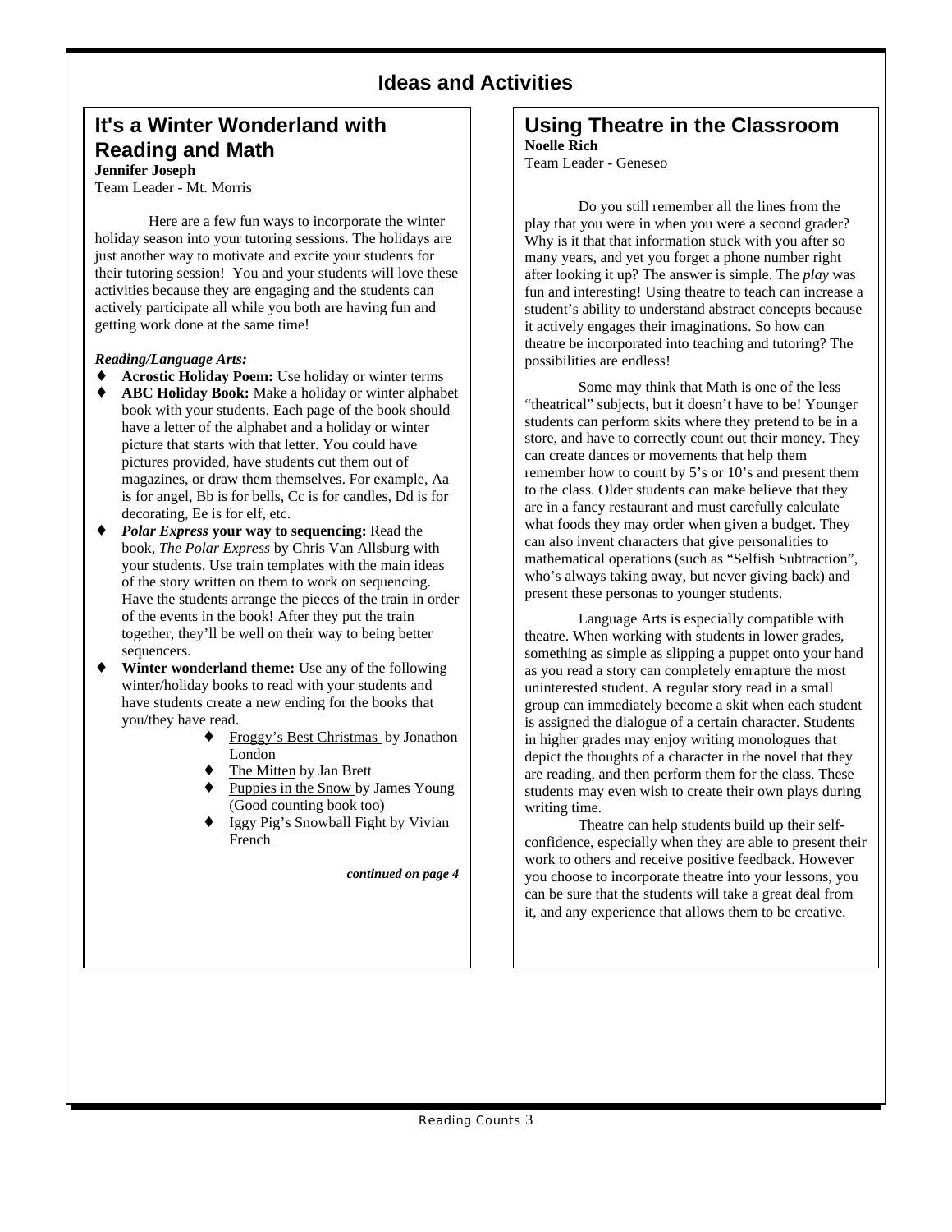# Ideas and Activities

## It's a Winter Wonderland with Reading and Math

**Jennifer Joseph**
Team Leader - Mt. Morris

Here are a few fun ways to incorporate the winter holiday season into your tutoring sessions. The holidays are just another way to motivate and excite your students for their tutoring session! You and your students will love these activities because they are engaging and the students can actively participate all while you both are having fun and getting work done at the same time!

***Reading/Language Arts:***

- **Acrostic Holiday Poem:** Use holiday or winter terms
- **ABC Holiday Book:** Make a holiday or winter alphabet book with your students. Each page of the book should have a letter of the alphabet and a holiday or winter picture that starts with that letter. You could have pictures provided, have students cut them out of magazines, or draw them themselves. For example, Aa is for angel, Bb is for bells, Cc is for candles, Dd is for decorating, Ee is for elf, etc.
- ***Polar Express* your way to sequencing:** Read the book, *The Polar Express* by Chris Van Allsburg with your students. Use train templates with the main ideas of the story written on them to work on sequencing. Have the students arrange the pieces of the train in order of the events in the book! After they put the train together, they'll be well on their way to being better sequencers.
- **Winter wonderland theme:** Use any of the following winter/holiday books to read with your students and have students create a new ending for the books that you/they have read.
  - Froggy's Best Christmas by Jonathon London
  - The Mitten by Jan Brett
  - Puppies in the Snow by James Young (Good counting book too)
  - Iggy Pig's Snowball Fight by Vivian French

***continued on page 4***

## Using Theatre in the Classroom

**Noelle Rich**
Team Leader - Geneseo

Do you still remember all the lines from the play that you were in when you were a second grader? Why is it that that information stuck with you after so many years, and yet you forget a phone number right after looking it up? The answer is simple. The *play* was fun and interesting! Using theatre to teach can increase a student's ability to understand abstract concepts because it actively engages their imaginations. So how can theatre be incorporated into teaching and tutoring? The possibilities are endless!

Some may think that Math is one of the less "theatrical" subjects, but it doesn't have to be! Younger students can perform skits where they pretend to be in a store, and have to correctly count out their money. They can create dances or movements that help them remember how to count by 5's or 10's and present them to the class. Older students can make believe that they are in a fancy restaurant and must carefully calculate what foods they may order when given a budget. They can also invent characters that give personalities to mathematical operations (such as "Selfish Subtraction", who's always taking away, but never giving back) and present these personas to younger students.

Language Arts is especially compatible with theatre. When working with students in lower grades, something as simple as slipping a puppet onto your hand as you read a story can completely enrapture the most uninterested student. A regular story read in a small group can immediately become a skit when each student is assigned the dialogue of a certain character. Students in higher grades may enjoy writing monologues that depict the thoughts of a character in the novel that they are reading, and then perform them for the class. These students may even wish to create their own plays during writing time.

Theatre can help students build up their self-confidence, especially when they are able to present their work to others and receive positive feedback. However you choose to incorporate theatre into your lessons, you can be sure that the students will take a great deal from it, and any experience that allows them to be creative.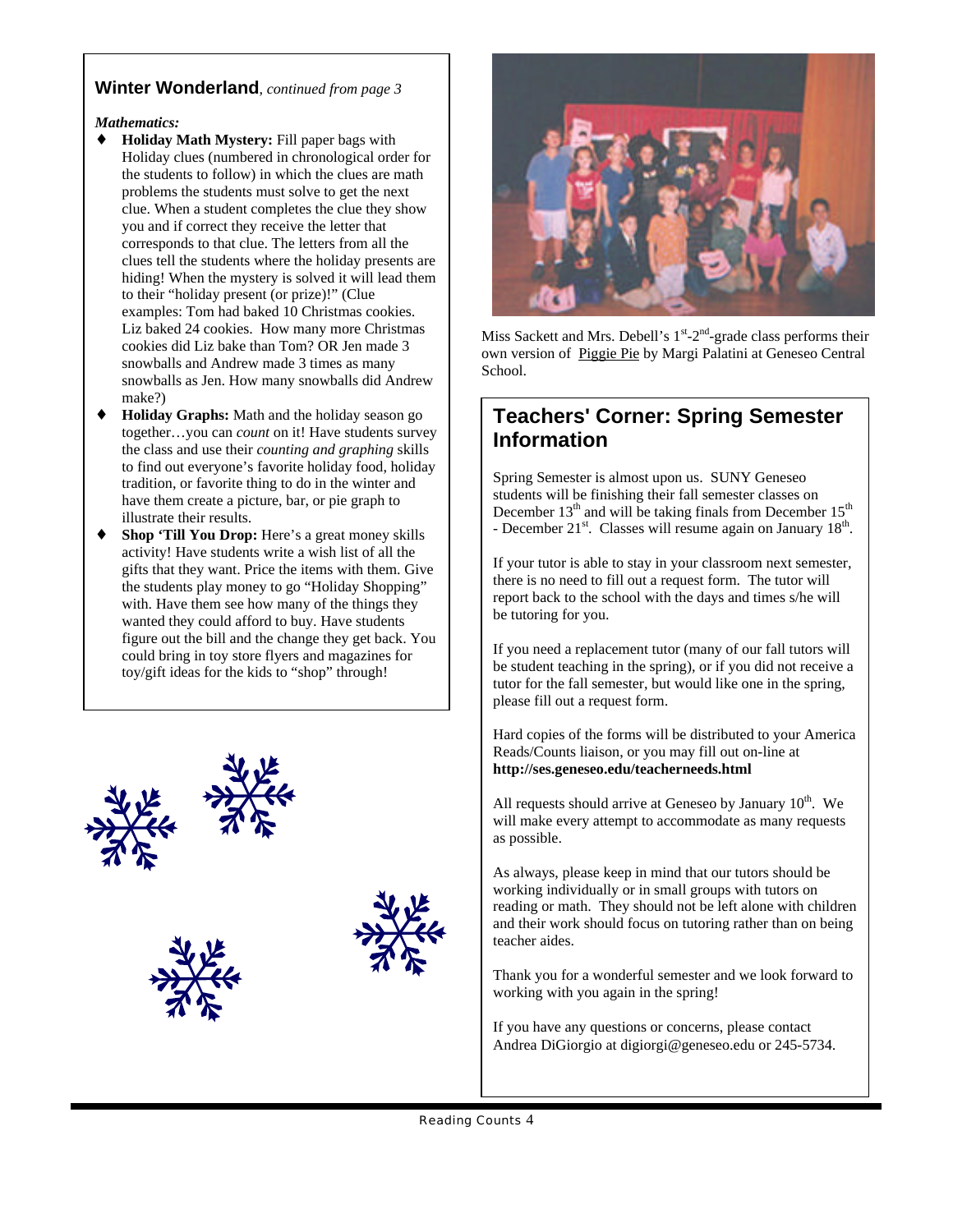## **Winter Wonderland**, *continued from page 3*

***Mathematics:***

- **Holiday Math Mystery:** Fill paper bags with Holiday clues (numbered in chronological order for the students to follow) in which the clues are math problems the students must solve to get the next clue. When a student completes the clue they show you and if correct they receive the letter that corresponds to that clue. The letters from all the clues tell the students where the holiday presents are hiding! When the mystery is solved it will lead them to their "holiday present (or prize)!" (Clue examples: Tom had baked 10 Christmas cookies. Liz baked 24 cookies. How many more Christmas cookies did Liz bake than Tom? OR Jen made 3 snowballs and Andrew made 3 times as many snowballs as Jen. How many snowballs did Andrew make?)
- **Holiday Graphs:** Math and the holiday season go together…you can *count* on it! Have students survey the class and use their *counting and graphing* skills to find out everyone's favorite holiday food, holiday tradition, or favorite thing to do in the winter and have them create a picture, bar, or pie graph to illustrate their results.
- **Shop 'Till You Drop:** Here's a great money skills activity! Have students write a wish list of all the gifts that they want. Price the items with them. Give the students play money to go "Holiday Shopping" with. Have them see how many of the things they wanted they could afford to buy. Have students figure out the bill and the change they get back. You could bring in toy store flyers and magazines for toy/gift ideas for the kids to "shop" through!

Miss Sackett and Mrs. Debell's 1st-2nd-grade class performs their own version of Piggie Pie by Margi Palatini at Geneseo Central School.

## Teachers' Corner: Spring Semester Information

Spring Semester is almost upon us. SUNY Geneseo students will be finishing their fall semester classes on December 13th and will be taking finals from December 15th - December 21st. Classes will resume again on January 18th.

If your tutor is able to stay in your classroom next semester, there is no need to fill out a request form. The tutor will report back to the school with the days and times s/he will be tutoring for you.

If you need a replacement tutor (many of our fall tutors will be student teaching in the spring), or if you did not receive a tutor for the fall semester, but would like one in the spring, please fill out a request form.

Hard copies of the forms will be distributed to your America Reads/Counts liaison, or you may fill out on-line at **http://ses.geneseo.edu/teacherneeds.html**

All requests should arrive at Geneseo by January 10th. We will make every attempt to accommodate as many requests as possible.

As always, please keep in mind that our tutors should be working individually or in small groups with tutors on reading or math. They should not be left alone with children and their work should focus on tutoring rather than on being teacher aides.

Thank you for a wonderful semester and we look forward to working with you again in the spring!

If you have any questions or concerns, please contact Andrea DiGiorgio at digiorgi@geneseo.edu or 245-5734.